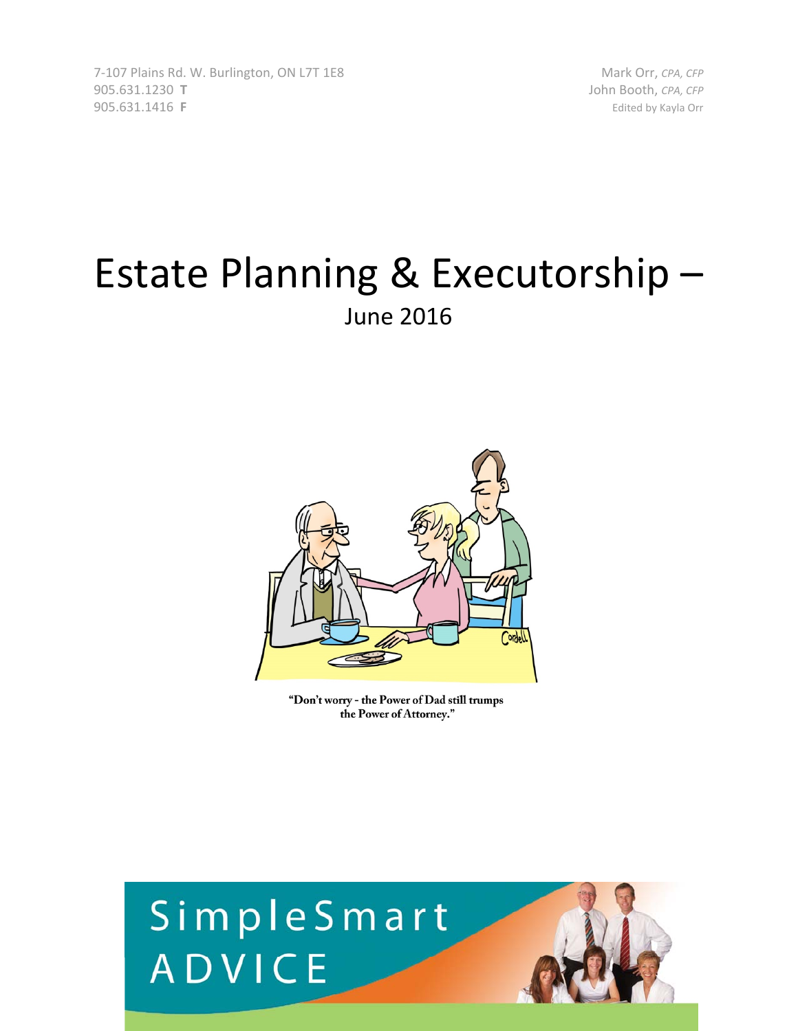7-107 Plains Rd. W. Burlington, ON L7T 1E8
905.631.1230 **T**
905.631.1416 **F**

Mark Orr, *CPA, CFP*
John Booth, *CPA, CFP*
Edited by Kayla Orr

# Estate Planning & Executorship –

## June 2016

"Don't worry - the Power of Dad still trumps the Power of Attorney."

SimpleSmart ADVICE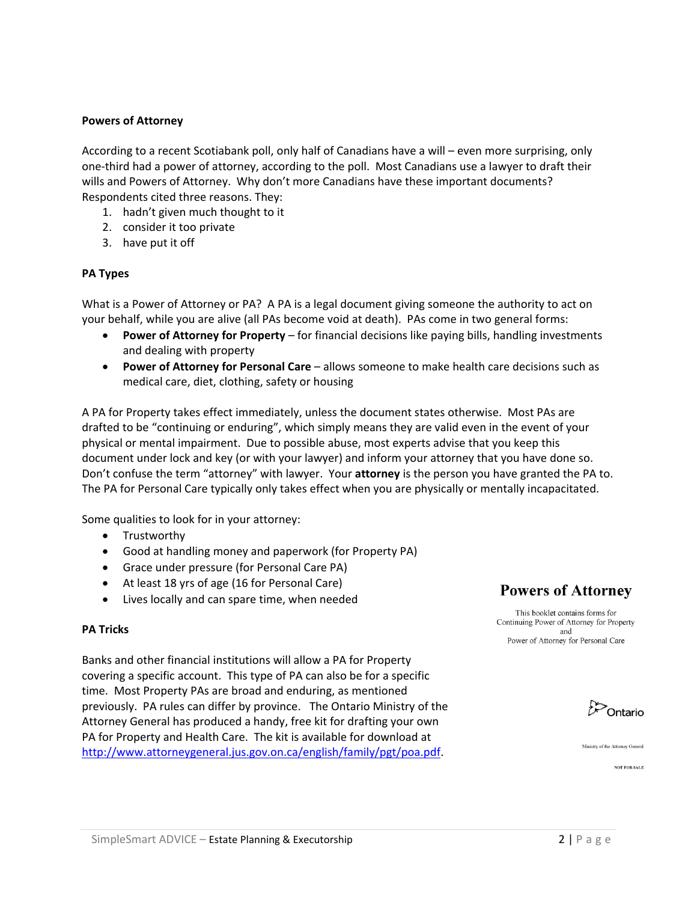## Powers of Attorney

According to a recent Scotiabank poll, only half of Canadians have a will – even more surprising, only one-third had a power of attorney, according to the poll. Most Canadians use a lawyer to draft their wills and Powers of Attorney. Why don't more Canadians have these important documents? Respondents cited three reasons. They:

1. hadn't given much thought to it
2. consider it too private
3. have put it off

## PA Types

What is a Power of Attorney or PA? A PA is a legal document giving someone the authority to act on your behalf, while you are alive (all PAs become void at death). PAs come in two general forms:

- **Power of Attorney for Property** – for financial decisions like paying bills, handling investments and dealing with property
- **Power of Attorney for Personal Care** – allows someone to make health care decisions such as medical care, diet, clothing, safety or housing

A PA for Property takes effect immediately, unless the document states otherwise. Most PAs are drafted to be "continuing or enduring", which simply means they are valid even in the event of your physical or mental impairment. Due to possible abuse, most experts advise that you keep this document under lock and key (or with your lawyer) and inform your attorney that you have done so. Don't confuse the term "attorney" with lawyer. Your **attorney** is the person you have granted the PA to. The PA for Personal Care typically only takes effect when you are physically or mentally incapacitated.

Some qualities to look for in your attorney:

- Trustworthy
- Good at handling money and paperwork (for Property PA)
- Grace under pressure (for Personal Care PA)
- At least 18 yrs of age (16 for Personal Care)
- Lives locally and can spare time, when needed

## PA Tricks

Banks and other financial institutions will allow a PA for Property covering a specific account. This type of PA can also be for a specific time. Most Property PAs are broad and enduring, as mentioned previously. PA rules can differ by province. The Ontario Ministry of the Attorney General has produced a handy, free kit for drafting your own PA for Property and Health Care. The kit is available for download at http://www.attorneygeneral.jus.gov.on.ca/english/family/pgt/poa.pdf.

**Powers of Attorney**

This booklet contains forms for
Continuing Power of Attorney for Property
and
Power of Attorney for Personal Care

Ontario

Ministry of the Attorney General

NOT FOR SALE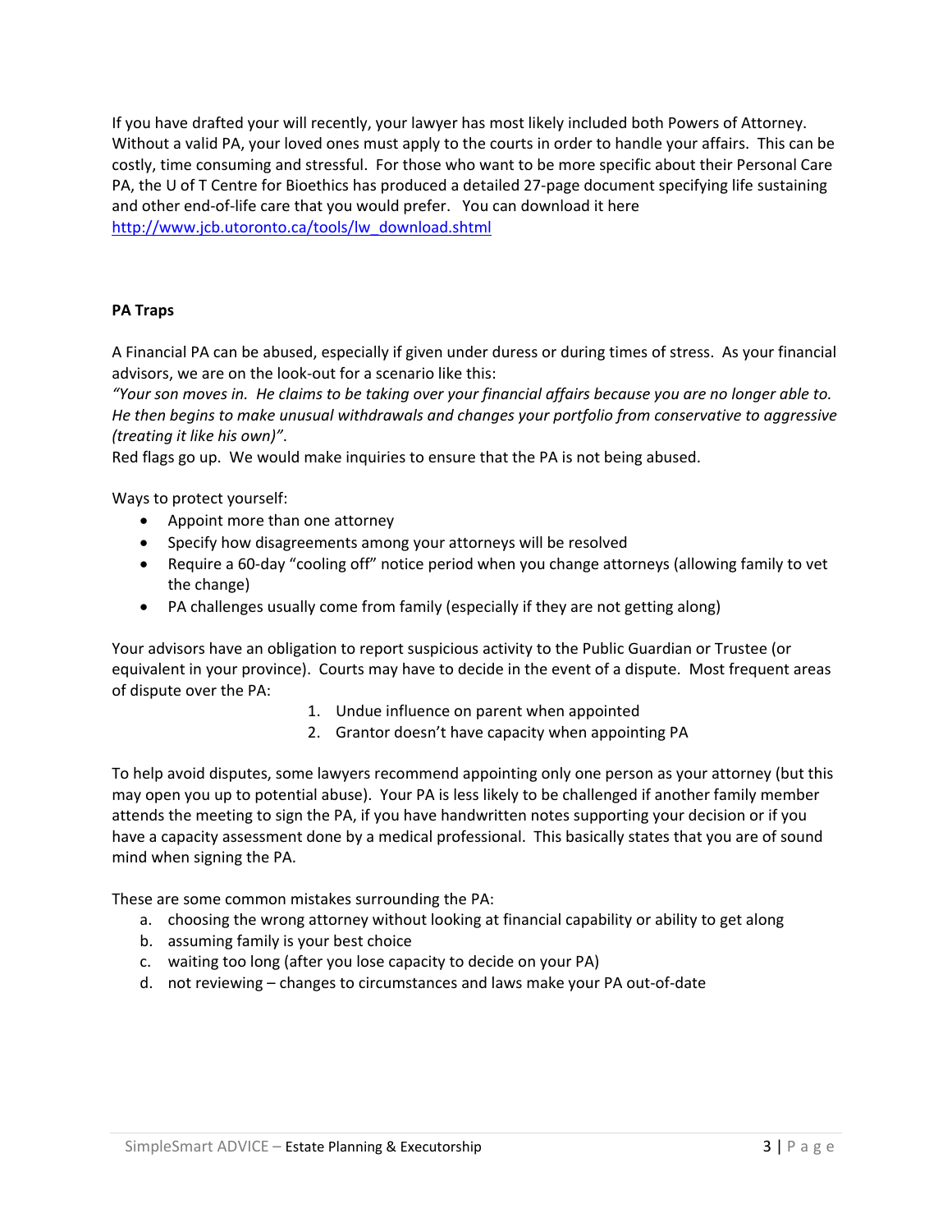If you have drafted your will recently, your lawyer has most likely included both Powers of Attorney. Without a valid PA, your loved ones must apply to the courts in order to handle your affairs. This can be costly, time consuming and stressful. For those who want to be more specific about their Personal Care PA, the U of T Centre for Bioethics has produced a detailed 27-page document specifying life sustaining and other end-of-life care that you would prefer. You can download it here [http://www.jcb.utoronto.ca/tools/lw_download.shtml](http://www.jcb.utoronto.ca/tools/lw_download.shtml)

**PA Traps**

A Financial PA can be abused, especially if given under duress or during times of stress. As your financial advisors, we are on the look-out for a scenario like this:

*"Your son moves in. He claims to be taking over your financial affairs because you are no longer able to. He then begins to make unusual withdrawals and changes your portfolio from conservative to aggressive (treating it like his own)".*

Red flags go up. We would make inquiries to ensure that the PA is not being abused.

Ways to protect yourself:

- Appoint more than one attorney
- Specify how disagreements among your attorneys will be resolved
- Require a 60-day "cooling off" notice period when you change attorneys (allowing family to vet the change)
- PA challenges usually come from family (especially if they are not getting along)

Your advisors have an obligation to report suspicious activity to the Public Guardian or Trustee (or equivalent in your province). Courts may have to decide in the event of a dispute. Most frequent areas of dispute over the PA:

1. Undue influence on parent when appointed
2. Grantor doesn't have capacity when appointing PA

To help avoid disputes, some lawyers recommend appointing only one person as your attorney (but this may open you up to potential abuse). Your PA is less likely to be challenged if another family member attends the meeting to sign the PA, if you have handwritten notes supporting your decision or if you have a capacity assessment done by a medical professional. This basically states that you are of sound mind when signing the PA.

These are some common mistakes surrounding the PA:

a. choosing the wrong attorney without looking at financial capability or ability to get along
b. assuming family is your best choice
c. waiting too long (after you lose capacity to decide on your PA)
d. not reviewing – changes to circumstances and laws make your PA out-of-date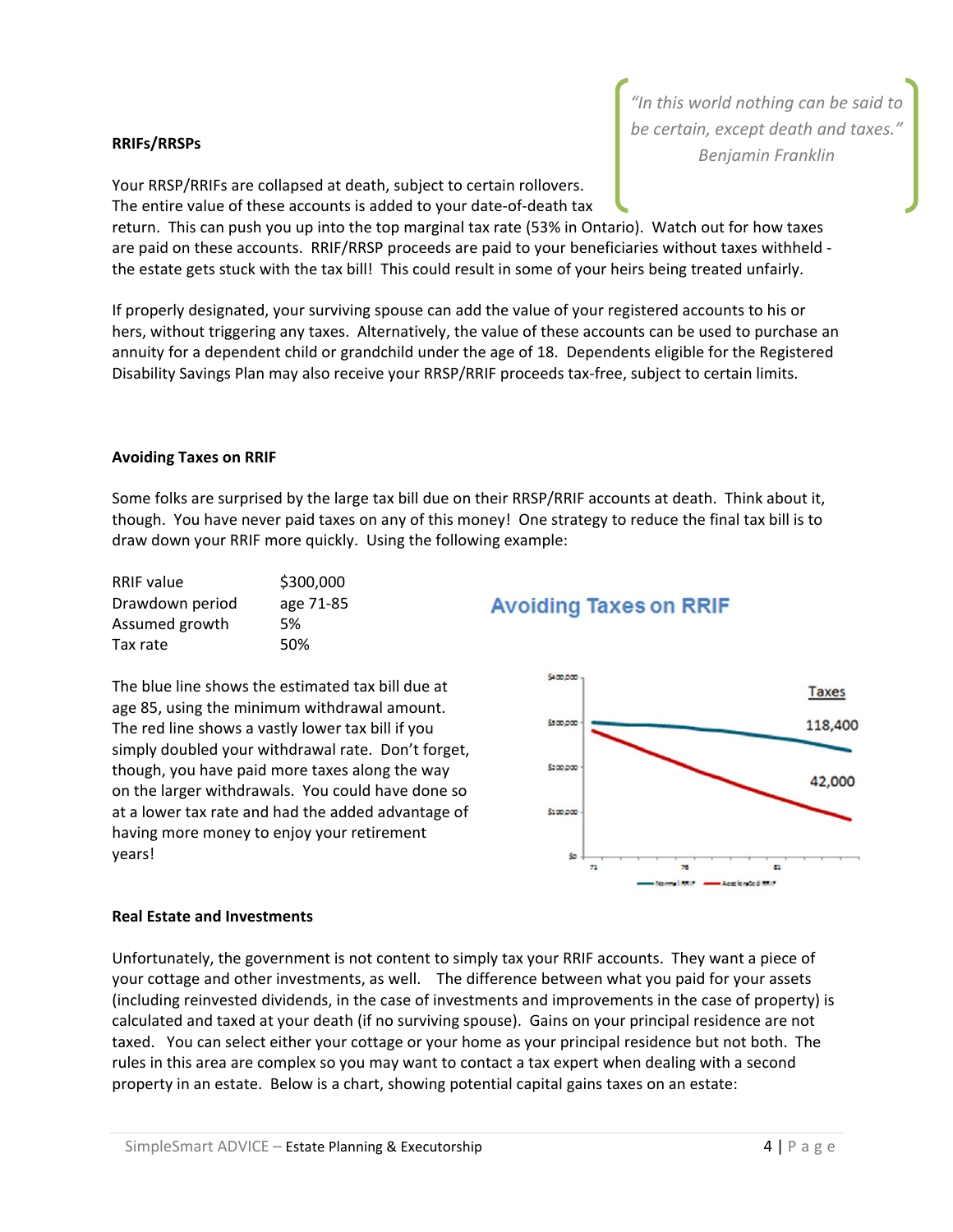**RRIFs/RRSPs**

> *"In this world nothing can be said to be certain, except death and taxes."*
> *Benjamin Franklin*

Your RRSP/RRIFs are collapsed at death, subject to certain rollovers. The entire value of these accounts is added to your date-of-death tax return. This can push you up into the top marginal tax rate (53% in Ontario). Watch out for how taxes are paid on these accounts. RRIF/RRSP proceeds are paid to your beneficiaries without taxes withheld - the estate gets stuck with the tax bill! This could result in some of your heirs being treated unfairly.

If properly designated, your surviving spouse can add the value of your registered accounts to his or hers, without triggering any taxes. Alternatively, the value of these accounts can be used to purchase an annuity for a dependent child or grandchild under the age of 18. Dependents eligible for the Registered Disability Savings Plan may also receive your RRSP/RRIF proceeds tax-free, subject to certain limits.

**Avoiding Taxes on RRIF**

Some folks are surprised by the large tax bill due on their RRSP/RRIF accounts at death. Think about it, though. You have never paid taxes on any of this money! One strategy to reduce the final tax bill is to draw down your RRIF more quickly. Using the following example:

| | |
|---|---|
| RRIF value | $300,000 |
| Drawdown period | age 71-85 |
| Assumed growth | 5% |
| Tax rate | 50% |

The blue line shows the estimated tax bill due at age 85, using the minimum withdrawal amount. The red line shows a vastly lower tax bill if you simply doubled your withdrawal rate. Don't forget, though, you have paid more taxes along the way on the larger withdrawals. You could have done so at a lower tax rate and had the added advantage of having more money to enjoy your retirement years!

**Avoiding Taxes on RRIF**

Taxes: 118,400 (Normal RRIF); 42,000 (Accelerated RRIF)

**Real Estate and Investments**

Unfortunately, the government is not content to simply tax your RRIF accounts. They want a piece of your cottage and other investments, as well. The difference between what you paid for your assets (including reinvested dividends, in the case of investments and improvements in the case of property) is calculated and taxed at your death (if no surviving spouse). Gains on your principal residence are not taxed. You can select either your cottage or your home as your principal residence but not both. The rules in this area are complex so you may want to contact a tax expert when dealing with a second property in an estate. Below is a chart, showing potential capital gains taxes on an estate: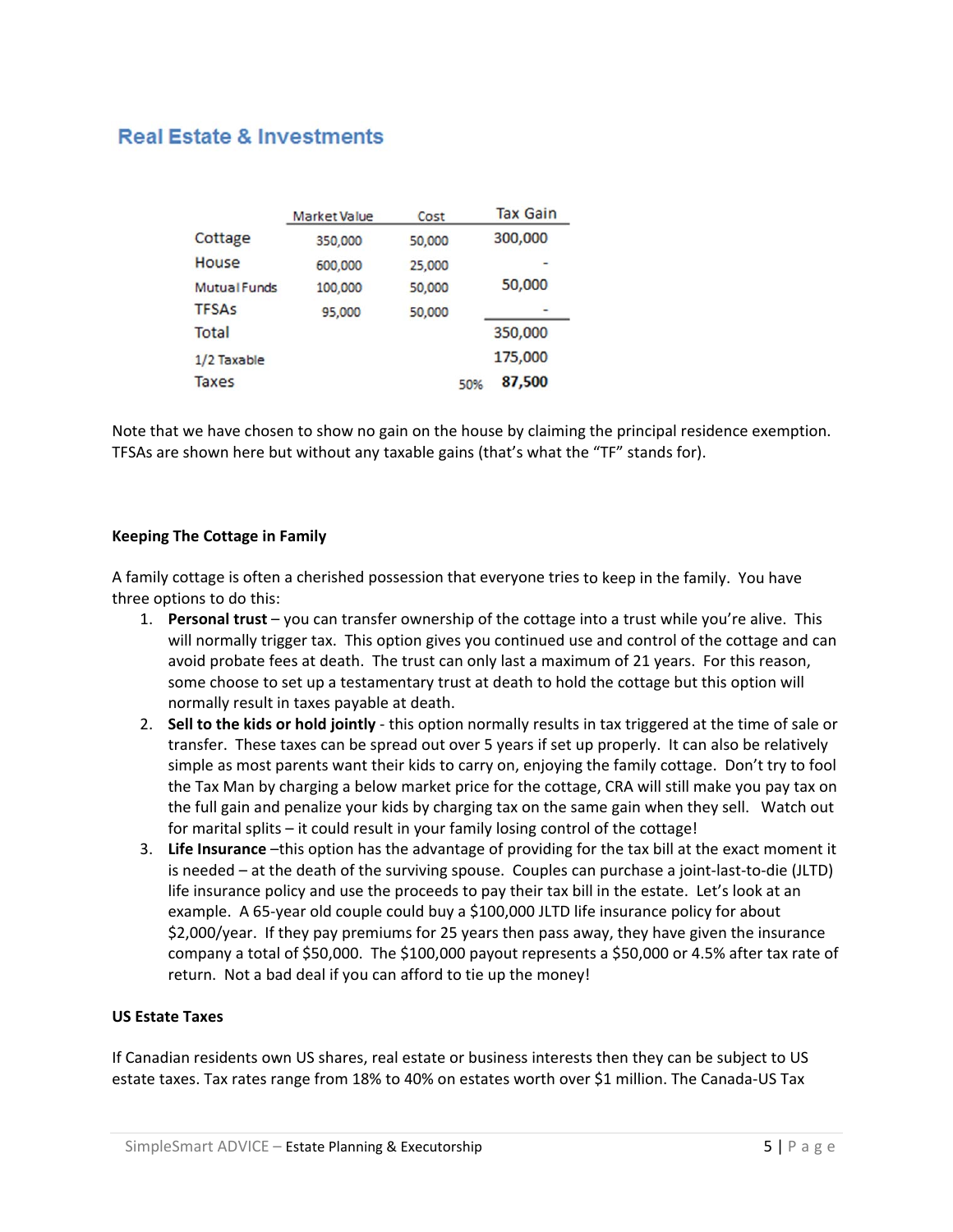## Real Estate & Investments

| | Market Value | Cost | | Tax Gain |
|---|---|---|---|---|
| Cottage | 350,000 | 50,000 | | 300,000 |
| House | 600,000 | 25,000 | | - |
| Mutual Funds | 100,000 | 50,000 | | 50,000 |
| TFSAs | 95,000 | 50,000 | | - |
| Total | | | | 350,000 |
| 1/2 Taxable | | | | 175,000 |
| Taxes | | | 50% | **87,500** |

Note that we have chosen to show no gain on the house by claiming the principal residence exemption. TFSAs are shown here but without any taxable gains (that's what the "TF" stands for).

**Keeping The Cottage in Family**

A family cottage is often a cherished possession that everyone tries to keep in the family. You have three options to do this:

1. **Personal trust** – you can transfer ownership of the cottage into a trust while you're alive. This will normally trigger tax. This option gives you continued use and control of the cottage and can avoid probate fees at death. The trust can only last a maximum of 21 years. For this reason, some choose to set up a testamentary trust at death to hold the cottage but this option will normally result in taxes payable at death.
2. **Sell to the kids or hold jointly** - this option normally results in tax triggered at the time of sale or transfer. These taxes can be spread out over 5 years if set up properly. It can also be relatively simple as most parents want their kids to carry on, enjoying the family cottage. Don't try to fool the Tax Man by charging a below market price for the cottage, CRA will still make you pay tax on the full gain and penalize your kids by charging tax on the same gain when they sell. Watch out for marital splits – it could result in your family losing control of the cottage!
3. **Life Insurance** –this option has the advantage of providing for the tax bill at the exact moment it is needed – at the death of the surviving spouse. Couples can purchase a joint-last-to-die (JLTD) life insurance policy and use the proceeds to pay their tax bill in the estate. Let's look at an example. A 65-year old couple could buy a $100,000 JLTD life insurance policy for about $2,000/year. If they pay premiums for 25 years then pass away, they have given the insurance company a total of $50,000. The $100,000 payout represents a $50,000 or 4.5% after tax rate of return. Not a bad deal if you can afford to tie up the money!

**US Estate Taxes**

If Canadian residents own US shares, real estate or business interests then they can be subject to US estate taxes. Tax rates range from 18% to 40% on estates worth over $1 million. The Canada-US Tax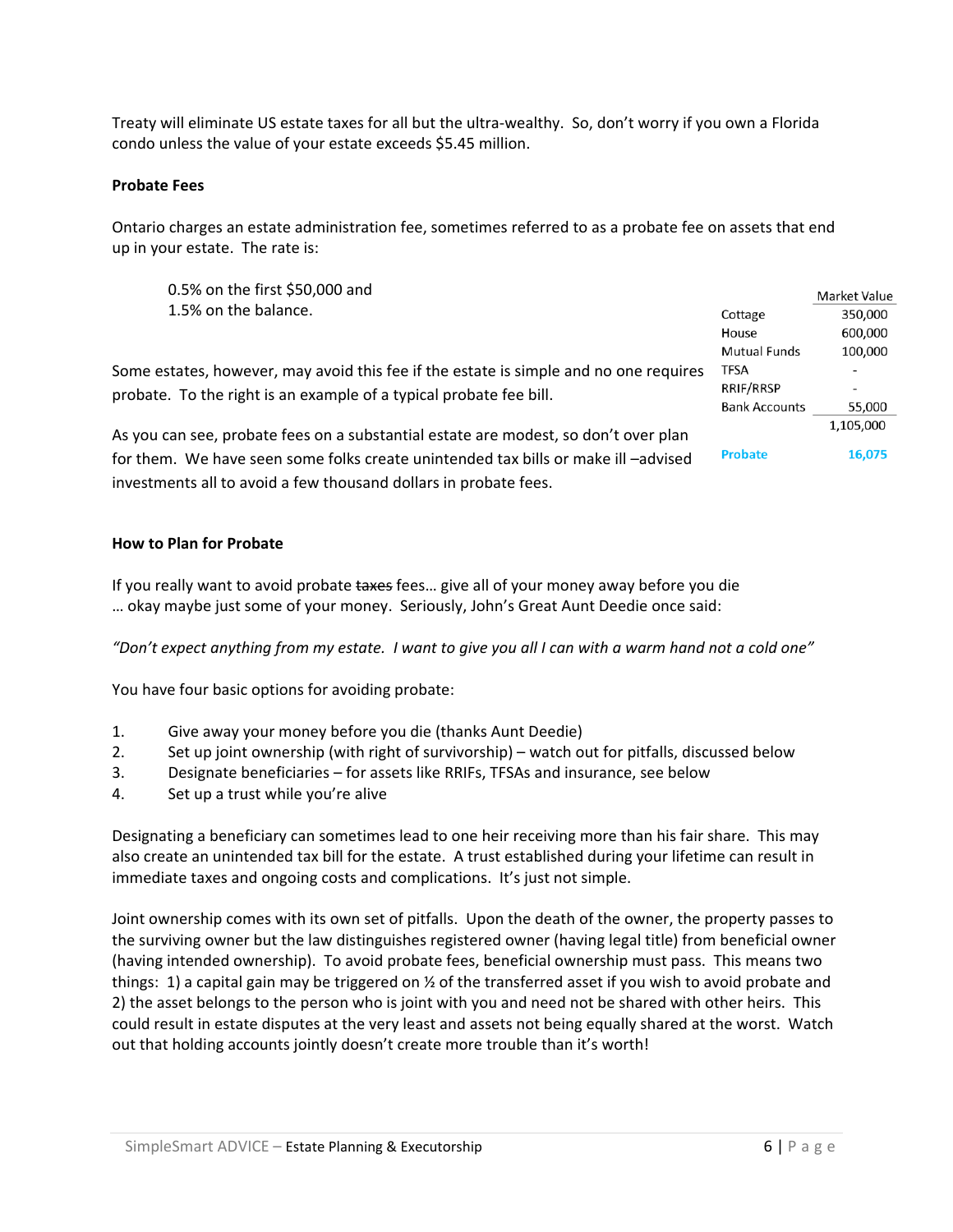Treaty will eliminate US estate taxes for all but the ultra-wealthy. So, don't worry if you own a Florida condo unless the value of your estate exceeds $5.45 million.

**Probate Fees**

Ontario charges an estate administration fee, sometimes referred to as a probate fee on assets that end up in your estate. The rate is:

0.5% on the first $50,000 and
1.5% on the balance.

Some estates, however, may avoid this fee if the estate is simple and no one requires probate. To the right is an example of a typical probate fee bill.

| | Market Value |
|---|---|
| Cottage | 350,000 |
| House | 600,000 |
| Mutual Funds | 100,000 |
| TFSA | - |
| RRIF/RRSP | - |
| Bank Accounts | 55,000 |
| | 1,105,000 |
| **Probate** | **16,075** |

As you can see, probate fees on a substantial estate are modest, so don't over plan for them. We have seen some folks create unintended tax bills or make ill –advised investments all to avoid a few thousand dollars in probate fees.

**How to Plan for Probate**

If you really want to avoid probate ~~taxes~~ fees… give all of your money away before you die … okay maybe just some of your money. Seriously, John's Great Aunt Deedie once said:

*"Don't expect anything from my estate. I want to give you all I can with a warm hand not a cold one"*

You have four basic options for avoiding probate:

1. Give away your money before you die (thanks Aunt Deedie)
2. Set up joint ownership (with right of survivorship) – watch out for pitfalls, discussed below
3. Designate beneficiaries – for assets like RRIFs, TFSAs and insurance, see below
4. Set up a trust while you're alive

Designating a beneficiary can sometimes lead to one heir receiving more than his fair share. This may also create an unintended tax bill for the estate. A trust established during your lifetime can result in immediate taxes and ongoing costs and complications. It's just not simple.

Joint ownership comes with its own set of pitfalls. Upon the death of the owner, the property passes to the surviving owner but the law distinguishes registered owner (having legal title) from beneficial owner (having intended ownership). To avoid probate fees, beneficial ownership must pass. This means two things: 1) a capital gain may be triggered on ½ of the transferred asset if you wish to avoid probate and 2) the asset belongs to the person who is joint with you and need not be shared with other heirs. This could result in estate disputes at the very least and assets not being equally shared at the worst. Watch out that holding accounts jointly doesn't create more trouble than it's worth!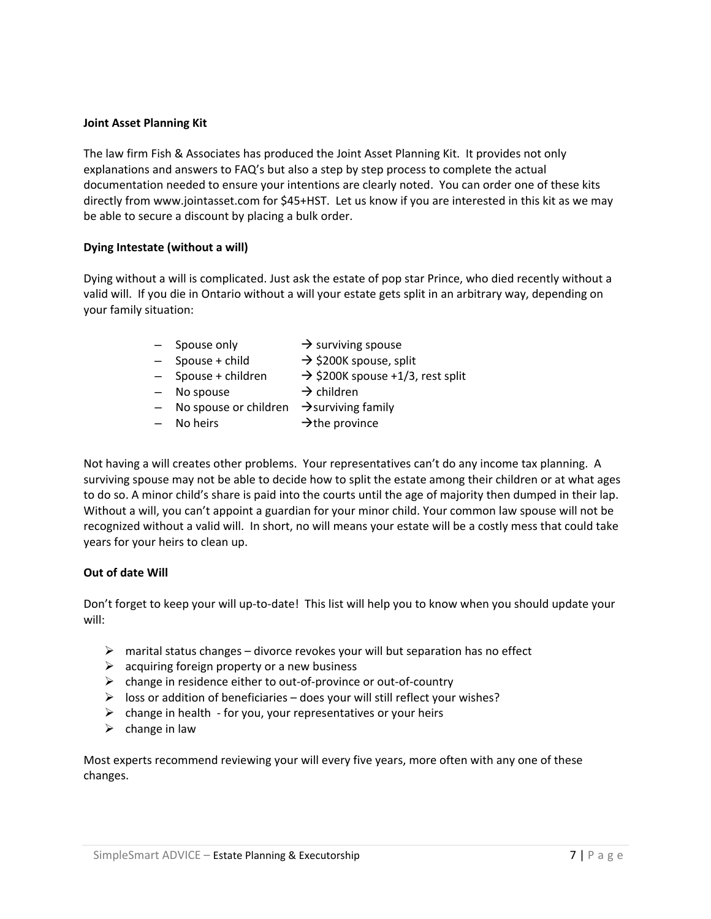**Joint Asset Planning Kit**

The law firm Fish & Associates has produced the Joint Asset Planning Kit. It provides not only explanations and answers to FAQ's but also a step by step process to complete the actual documentation needed to ensure your intentions are clearly noted. You can order one of these kits directly from www.jointasset.com for $45+HST. Let us know if you are interested in this kit as we may be able to secure a discount by placing a bulk order.

**Dying Intestate (without a will)**

Dying without a will is complicated. Just ask the estate of pop star Prince, who died recently without a valid will. If you die in Ontario without a will your estate gets split in an arbitrary way, depending on your family situation:

- Spouse only → surviving spouse
- Spouse + child → $200K spouse, split
- Spouse + children → $200K spouse +1/3, rest split
- No spouse → children
- No spouse or children → surviving family
- No heirs → the province

Not having a will creates other problems. Your representatives can't do any income tax planning. A surviving spouse may not be able to decide how to split the estate among their children or at what ages to do so. A minor child's share is paid into the courts until the age of majority then dumped in their lap. Without a will, you can't appoint a guardian for your minor child. Your common law spouse will not be recognized without a valid will. In short, no will means your estate will be a costly mess that could take years for your heirs to clean up.

**Out of date Will**

Don't forget to keep your will up-to-date! This list will help you to know when you should update your will:

- marital status changes – divorce revokes your will but separation has no effect
- acquiring foreign property or a new business
- change in residence either to out-of-province or out-of-country
- loss or addition of beneficiaries – does your will still reflect your wishes?
- change in health - for you, your representatives or your heirs
- change in law

Most experts recommend reviewing your will every five years, more often with any one of these changes.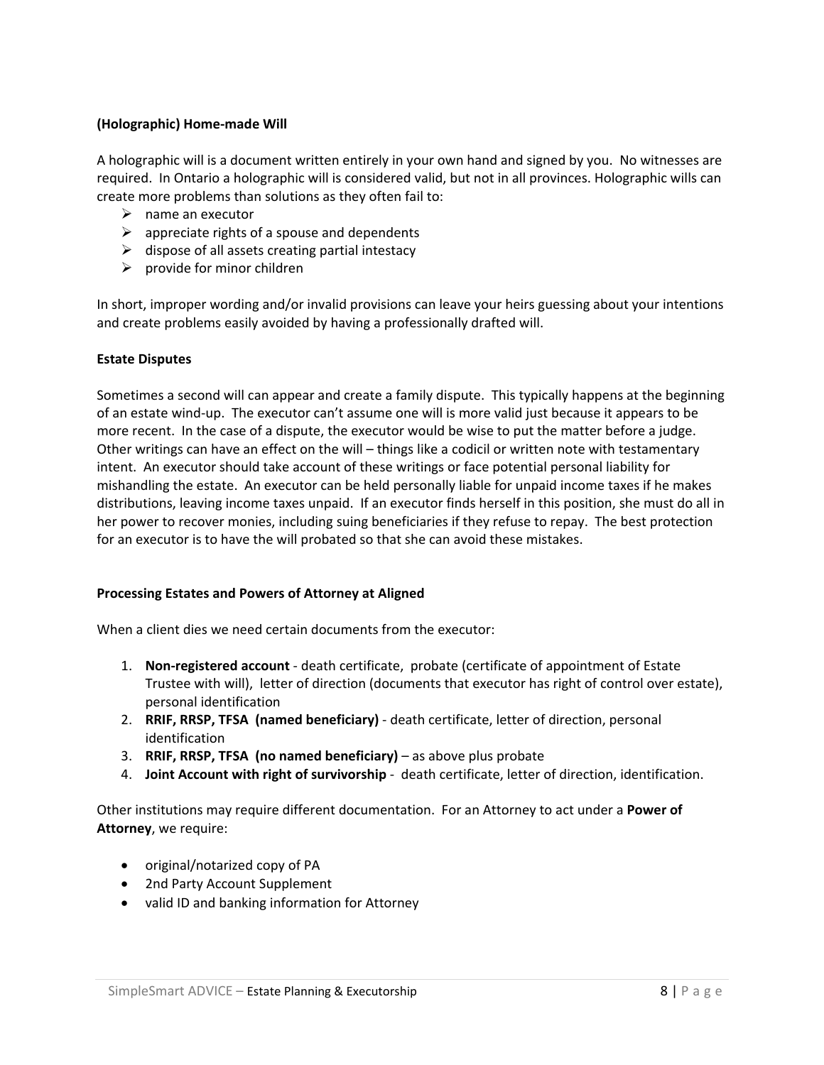**(Holographic) Home-made Will**

A holographic will is a document written entirely in your own hand and signed by you. No witnesses are required. In Ontario a holographic will is considered valid, but not in all provinces. Holographic wills can create more problems than solutions as they often fail to:

- name an executor
- appreciate rights of a spouse and dependents
- dispose of all assets creating partial intestacy
- provide for minor children

In short, improper wording and/or invalid provisions can leave your heirs guessing about your intentions and create problems easily avoided by having a professionally drafted will.

**Estate Disputes**

Sometimes a second will can appear and create a family dispute. This typically happens at the beginning of an estate wind-up. The executor can't assume one will is more valid just because it appears to be more recent. In the case of a dispute, the executor would be wise to put the matter before a judge. Other writings can have an effect on the will – things like a codicil or written note with testamentary intent. An executor should take account of these writings or face potential personal liability for mishandling the estate. An executor can be held personally liable for unpaid income taxes if he makes distributions, leaving income taxes unpaid. If an executor finds herself in this position, she must do all in her power to recover monies, including suing beneficiaries if they refuse to repay. The best protection for an executor is to have the will probated so that she can avoid these mistakes.

**Processing Estates and Powers of Attorney at Aligned**

When a client dies we need certain documents from the executor:

1. **Non-registered account** - death certificate, probate (certificate of appointment of Estate Trustee with will), letter of direction (documents that executor has right of control over estate), personal identification
2. **RRIF, RRSP, TFSA (named beneficiary)** - death certificate, letter of direction, personal identification
3. **RRIF, RRSP, TFSA (no named beneficiary)** – as above plus probate
4. **Joint Account with right of survivorship** - death certificate, letter of direction, identification.

Other institutions may require different documentation. For an Attorney to act under a **Power of Attorney**, we require:

- original/notarized copy of PA
- 2nd Party Account Supplement
- valid ID and banking information for Attorney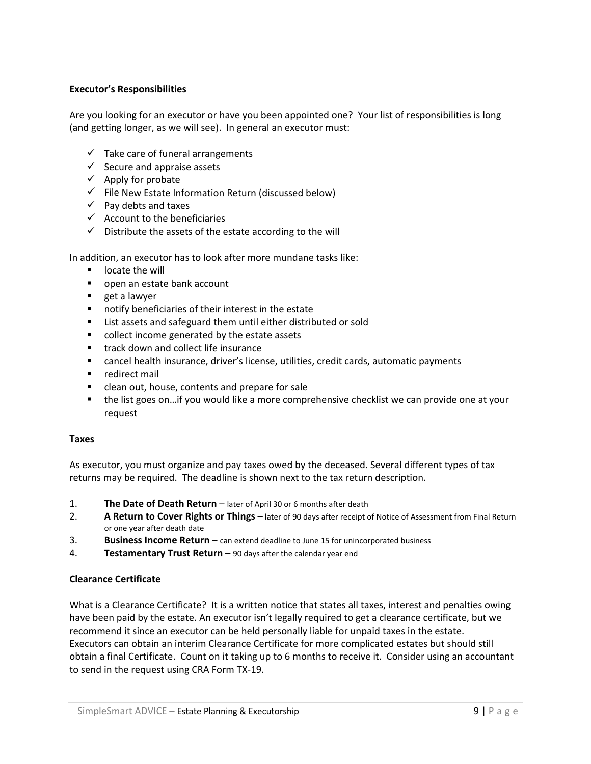**Executor's Responsibilities**

Are you looking for an executor or have you been appointed one? Your list of responsibilities is long (and getting longer, as we will see). In general an executor must:

- ✓ Take care of funeral arrangements
- ✓ Secure and appraise assets
- ✓ Apply for probate
- ✓ File New Estate Information Return (discussed below)
- ✓ Pay debts and taxes
- ✓ Account to the beneficiaries
- ✓ Distribute the assets of the estate according to the will

In addition, an executor has to look after more mundane tasks like:

- locate the will
- open an estate bank account
- get a lawyer
- notify beneficiaries of their interest in the estate
- List assets and safeguard them until either distributed or sold
- collect income generated by the estate assets
- track down and collect life insurance
- cancel health insurance, driver's license, utilities, credit cards, automatic payments
- redirect mail
- clean out, house, contents and prepare for sale
- the list goes on…if you would like a more comprehensive checklist we can provide one at your request

**Taxes**

As executor, you must organize and pay taxes owed by the deceased. Several different types of tax returns may be required. The deadline is shown next to the tax return description.

1. **The Date of Death Return** – later of April 30 or 6 months after death
2. **A Return to Cover Rights or Things** – later of 90 days after receipt of Notice of Assessment from Final Return or one year after death date
3. **Business Income Return** – can extend deadline to June 15 for unincorporated business
4. **Testamentary Trust Return** – 90 days after the calendar year end

**Clearance Certificate**

What is a Clearance Certificate? It is a written notice that states all taxes, interest and penalties owing have been paid by the estate. An executor isn't legally required to get a clearance certificate, but we recommend it since an executor can be held personally liable for unpaid taxes in the estate. Executors can obtain an interim Clearance Certificate for more complicated estates but should still obtain a final Certificate. Count on it taking up to 6 months to receive it. Consider using an accountant to send in the request using CRA Form TX-19.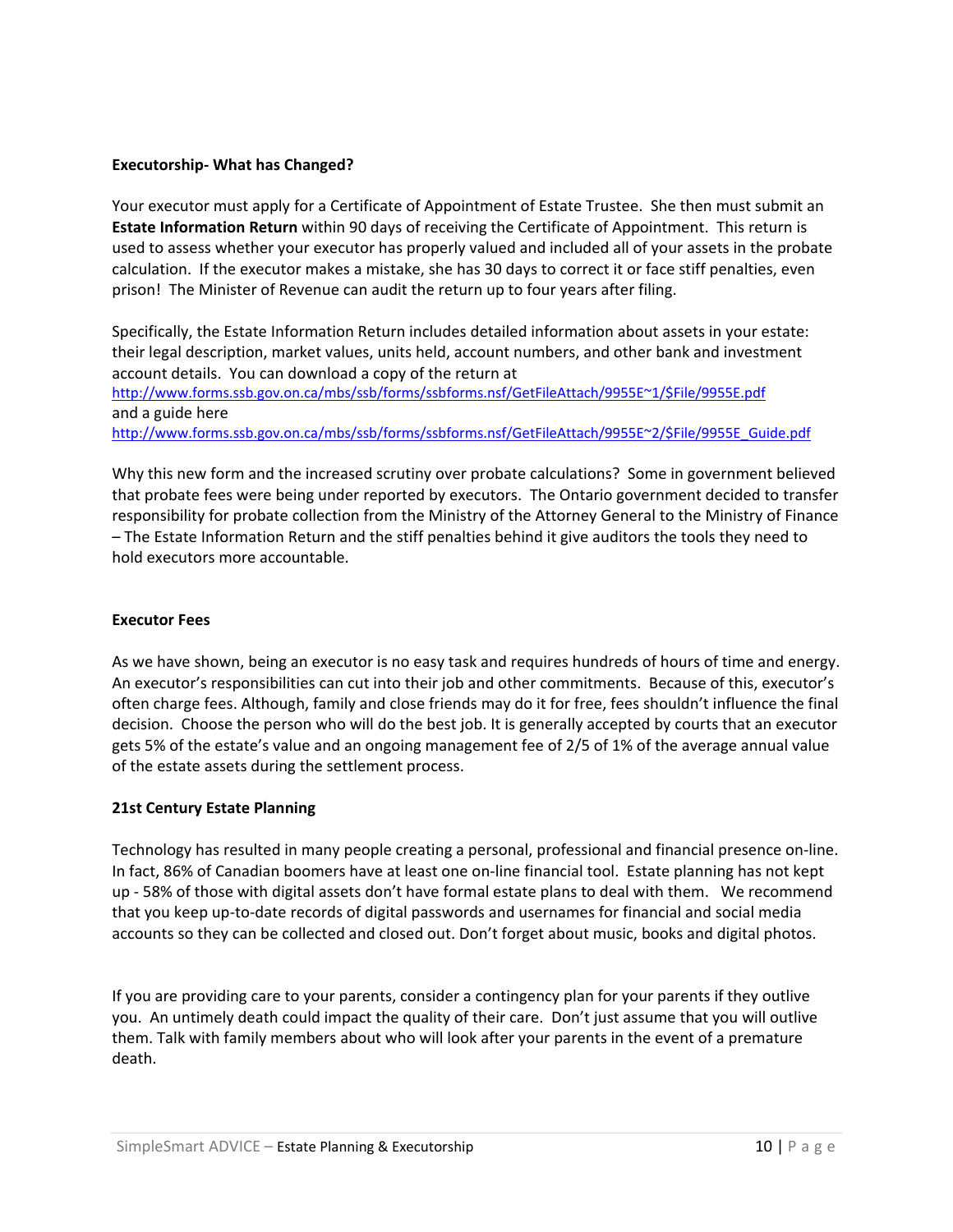**Executorship- What has Changed?**

Your executor must apply for a Certificate of Appointment of Estate Trustee. She then must submit an **Estate Information Return** within 90 days of receiving the Certificate of Appointment. This return is used to assess whether your executor has properly valued and included all of your assets in the probate calculation. If the executor makes a mistake, she has 30 days to correct it or face stiff penalties, even prison! The Minister of Revenue can audit the return up to four years after filing.

Specifically, the Estate Information Return includes detailed information about assets in your estate: their legal description, market values, units held, account numbers, and other bank and investment account details. You can download a copy of the return at
http://www.forms.ssb.gov.on.ca/mbs/ssb/forms/ssbforms.nsf/GetFileAttach/9955E~1/$File/9955E.pdf
and a guide here
http://www.forms.ssb.gov.on.ca/mbs/ssb/forms/ssbforms.nsf/GetFileAttach/9955E~2/$File/9955E_Guide.pdf

Why this new form and the increased scrutiny over probate calculations? Some in government believed that probate fees were being under reported by executors. The Ontario government decided to transfer responsibility for probate collection from the Ministry of the Attorney General to the Ministry of Finance – The Estate Information Return and the stiff penalties behind it give auditors the tools they need to hold executors more accountable.

**Executor Fees**

As we have shown, being an executor is no easy task and requires hundreds of hours of time and energy. An executor's responsibilities can cut into their job and other commitments. Because of this, executor's often charge fees. Although, family and close friends may do it for free, fees shouldn't influence the final decision. Choose the person who will do the best job. It is generally accepted by courts that an executor gets 5% of the estate's value and an ongoing management fee of 2/5 of 1% of the average annual value of the estate assets during the settlement process.

**21st Century Estate Planning**

Technology has resulted in many people creating a personal, professional and financial presence on-line. In fact, 86% of Canadian boomers have at least one on-line financial tool. Estate planning has not kept up - 58% of those with digital assets don't have formal estate plans to deal with them. We recommend that you keep up-to-date records of digital passwords and usernames for financial and social media accounts so they can be collected and closed out. Don't forget about music, books and digital photos.

If you are providing care to your parents, consider a contingency plan for your parents if they outlive you. An untimely death could impact the quality of their care. Don't just assume that you will outlive them. Talk with family members about who will look after your parents in the event of a premature death.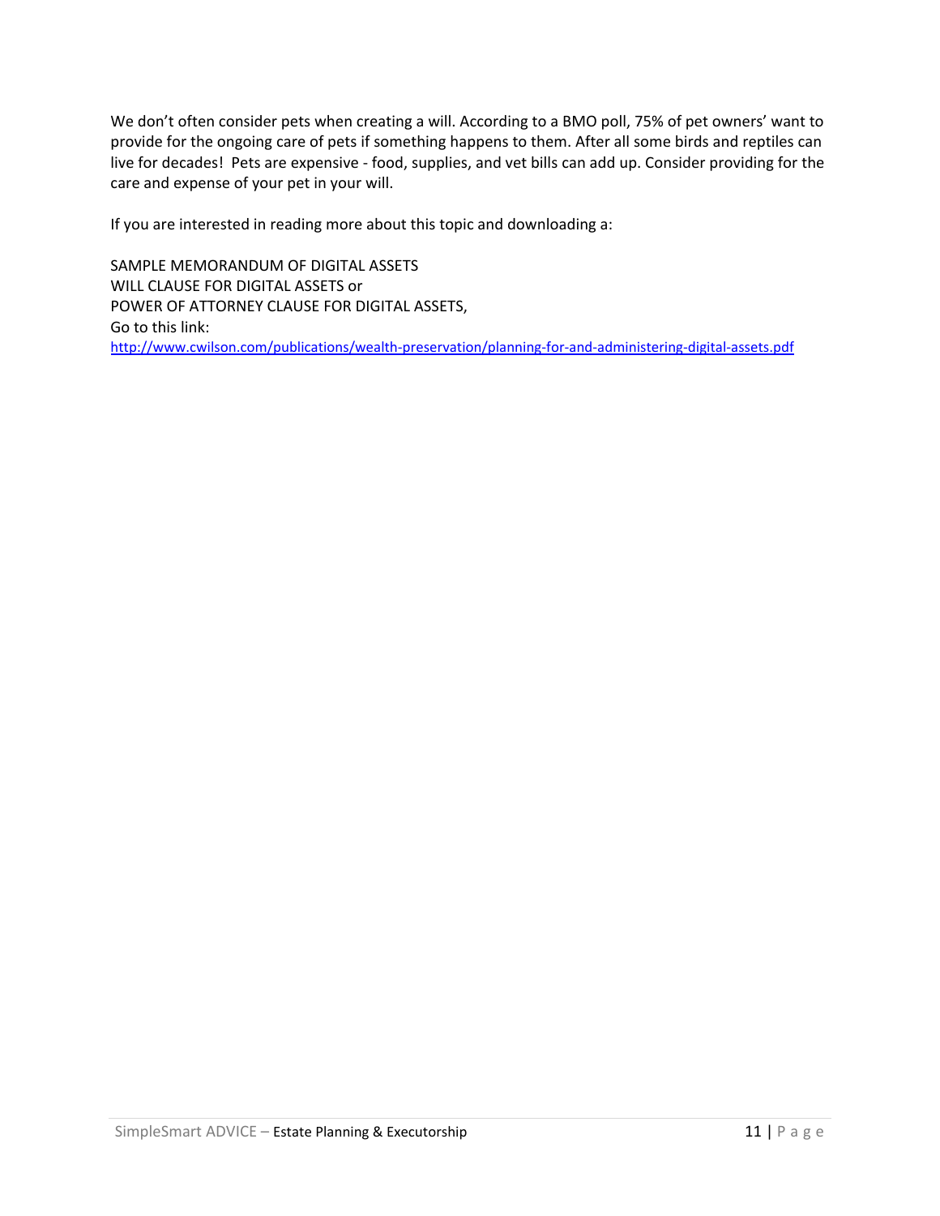We don't often consider pets when creating a will. According to a BMO poll, 75% of pet owners' want to provide for the ongoing care of pets if something happens to them. After all some birds and reptiles can live for decades! Pets are expensive - food, supplies, and vet bills can add up. Consider providing for the care and expense of your pet in your will.

If you are interested in reading more about this topic and downloading a:

SAMPLE MEMORANDUM OF DIGITAL ASSETS
WILL CLAUSE FOR DIGITAL ASSETS or
POWER OF ATTORNEY CLAUSE FOR DIGITAL ASSETS,
Go to this link:
http://www.cwilson.com/publications/wealth-preservation/planning-for-and-administering-digital-assets.pdf